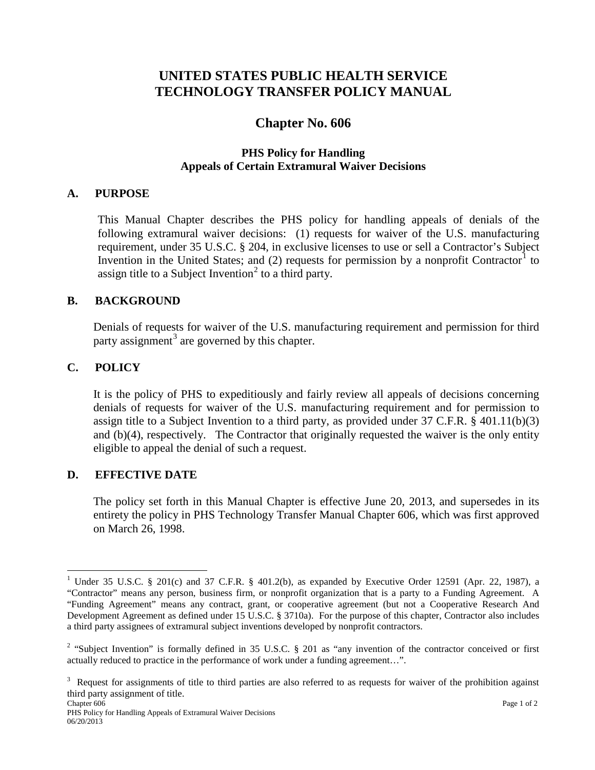# UNITED STATES PUBLIC HEALTH SERVICE TECHNOLOGY TRANSFER POLICY MANUAL

## Chapter No. 606

### PHS Policy for Handling Appeals of Certain Extramural Waiver Decisions

**A. PURPOSE**

This Manual Chapter describes the PHS policy for handling appeals of denials of the following extramural waiver decisions: (1) requests for waiver of the U.S. manufacturing requirement, under 35 U.S.C. § 204, in exclusive licenses to use or sell a Contractor's Subject Invention in the United States; and (2) requests for permission by a nonprofit Contractor[1] to assign title to a Subject Invention[2] to a third party.

**B. BACKGROUND**

Denials of requests for waiver of the U.S. manufacturing requirement and permission for third party assignment[3] are governed by this chapter.

**C. POLICY**

It is the policy of PHS to expeditiously and fairly review all appeals of decisions concerning denials of requests for waiver of the U.S. manufacturing requirement and for permission to assign title to a Subject Invention to a third party, as provided under 37 C.F.R. § 401.11(b)(3) and (b)(4), respectively. The Contractor that originally requested the waiver is the only entity eligible to appeal the denial of such a request.

**D. EFFECTIVE DATE**

The policy set forth in this Manual Chapter is effective June 20, 2013, and supersedes in its entirety the policy in PHS Technology Transfer Manual Chapter 606, which was first approved on March 26, 1998.

---

[1] Under 35 U.S.C. § 201(c) and 37 C.F.R. § 401.2(b), as expanded by Executive Order 12591 (Apr. 22, 1987), a "Contractor" means any person, business firm, or nonprofit organization that is a party to a Funding Agreement. A "Funding Agreement" means any contract, grant, or cooperative agreement (but not a Cooperative Research And Development Agreement as defined under 15 U.S.C. § 3710a). For the purpose of this chapter, Contractor also includes a third party assignees of extramural subject inventions developed by nonprofit contractors.

[2] "Subject Invention" is formally defined in 35 U.S.C. § 201 as "any invention of the contractor conceived or first actually reduced to practice in the performance of work under a funding agreement…".

[3] Request for assignments of title to third parties are also referred to as requests for waiver of the prohibition against third party assignment of title.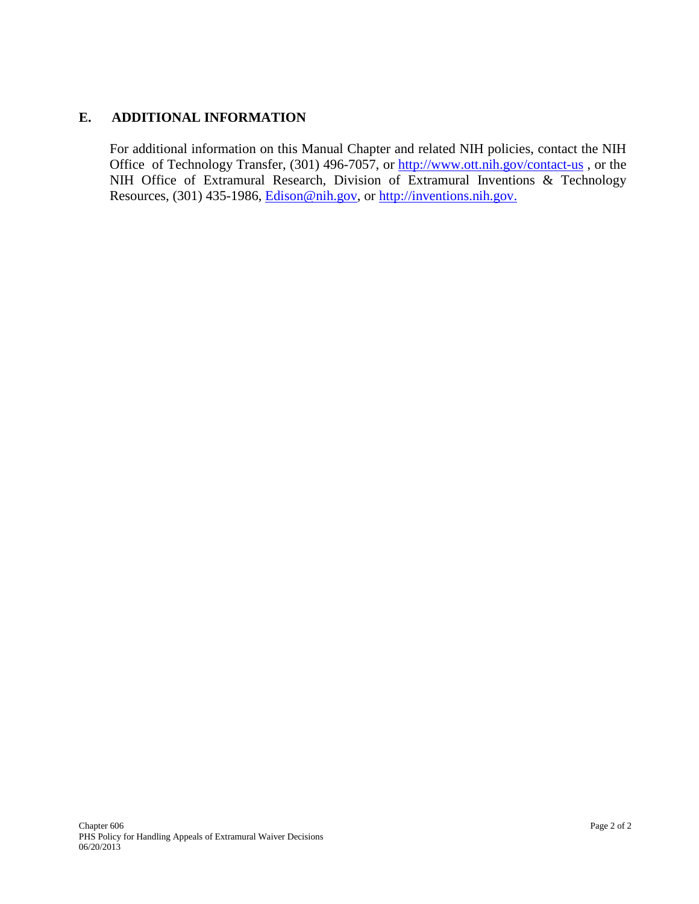## E. ADDITIONAL INFORMATION

For additional information on this Manual Chapter and related NIH policies, contact the NIH Office of Technology Transfer, (301) 496-7057, or http://www.ott.nih.gov/contact-us , or the NIH Office of Extramural Research, Division of Extramural Inventions & Technology Resources, (301) 435-1986, Edison@nih.gov, or http://inventions.nih.gov.